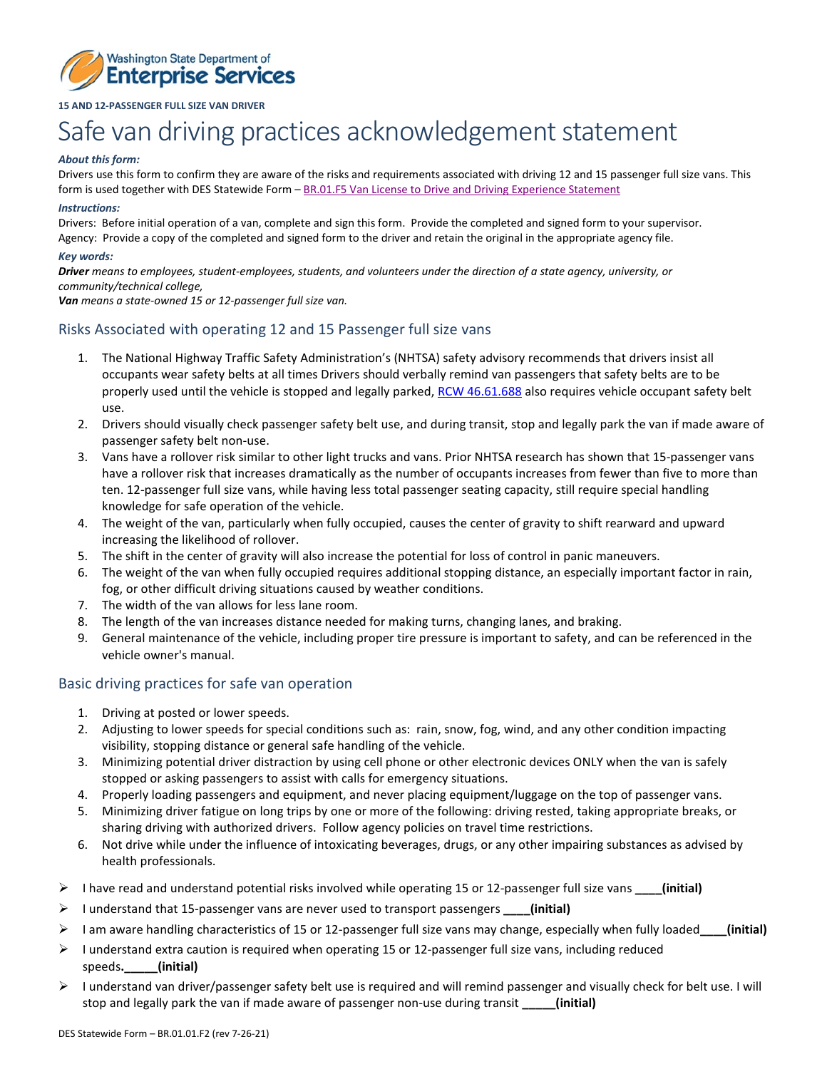Washington State Department of Enterprise Services

**15 AND 12-PASSENGER FULL SIZE VAN DRIVER**

# Safe van driving practices acknowledgement statement

***About this form:***

Drivers use this form to confirm they are aware of the risks and requirements associated with driving 12 and 15 passenger full size vans. This form is used together with DES Statewide Form – BR.01.F5 Van License to Drive and Driving Experience Statement

***Instructions:***

Drivers: Before initial operation of a van, complete and sign this form. Provide the completed and signed form to your supervisor.
Agency: Provide a copy of the completed and signed form to the driver and retain the original in the appropriate agency file.

***Key words:***

***Driver*** *means to employees, student-employees, students, and volunteers under the direction of a state agency, university, or community/technical college,*
***Van*** *means a state-owned 15 or 12-passenger full size van.*

## Risks Associated with operating 12 and 15 Passenger full size vans

1. The National Highway Traffic Safety Administration's (NHTSA) safety advisory recommends that drivers insist all occupants wear safety belts at all times Drivers should verbally remind van passengers that safety belts are to be properly used until the vehicle is stopped and legally parked, RCW 46.61.688 also requires vehicle occupant safety belt use.
2. Drivers should visually check passenger safety belt use, and during transit, stop and legally park the van if made aware of passenger safety belt non-use.
3. Vans have a rollover risk similar to other light trucks and vans. Prior NHTSA research has shown that 15-passenger vans have a rollover risk that increases dramatically as the number of occupants increases from fewer than five to more than ten. 12-passenger full size vans, while having less total passenger seating capacity, still require special handling knowledge for safe operation of the vehicle.
4. The weight of the van, particularly when fully occupied, causes the center of gravity to shift rearward and upward increasing the likelihood of rollover.
5. The shift in the center of gravity will also increase the potential for loss of control in panic maneuvers.
6. The weight of the van when fully occupied requires additional stopping distance, an especially important factor in rain, fog, or other difficult driving situations caused by weather conditions.
7. The width of the van allows for less lane room.
8. The length of the van increases distance needed for making turns, changing lanes, and braking.
9. General maintenance of the vehicle, including proper tire pressure is important to safety, and can be referenced in the vehicle owner's manual.

## Basic driving practices for safe van operation

1. Driving at posted or lower speeds.
2. Adjusting to lower speeds for special conditions such as: rain, snow, fog, wind, and any other condition impacting visibility, stopping distance or general safe handling of the vehicle.
3. Minimizing potential driver distraction by using cell phone or other electronic devices ONLY when the van is safely stopped or asking passengers to assist with calls for emergency situations.
4. Properly loading passengers and equipment, and never placing equipment/luggage on the top of passenger vans.
5. Minimizing driver fatigue on long trips by one or more of the following: driving rested, taking appropriate breaks, or sharing driving with authorized drivers. Follow agency policies on travel time restrictions.
6. Not drive while under the influence of intoxicating beverages, drugs, or any other impairing substances as advised by health professionals.

- I have read and understand potential risks involved while operating 15 or 12-passenger full size vans **____(initial)**
- I understand that 15-passenger vans are never used to transport passengers **____(initial)**
- I am aware handling characteristics of 15 or 12-passenger full size vans may change, especially when fully loaded**____(initial)**
- I understand extra caution is required when operating 15 or 12-passenger full size vans, including reduced speeds**._____(initial)**
- I understand van driver/passenger safety belt use is required and will remind passenger and visually check for belt use. I will stop and legally park the van if made aware of passenger non-use during transit **_____(initial)**

DES Statewide Form – BR.01.01.F2 (rev 7-26-21)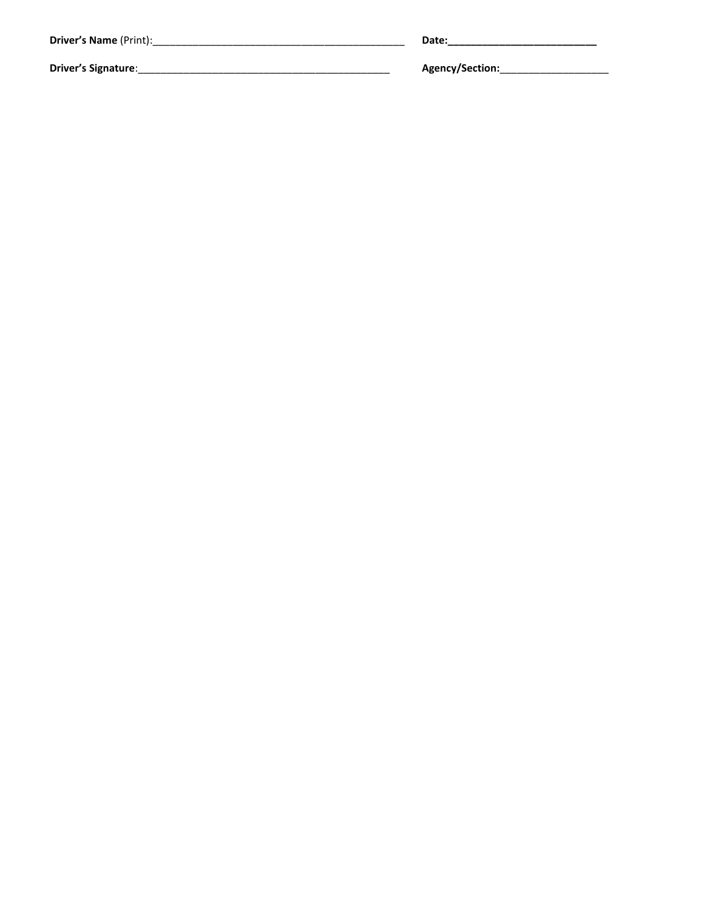**Driver's Name** (Print):_____________________________________________ **Date:**__________________________

**Driver's Signature**:____________________________________________ **Agency/Section:**___________________